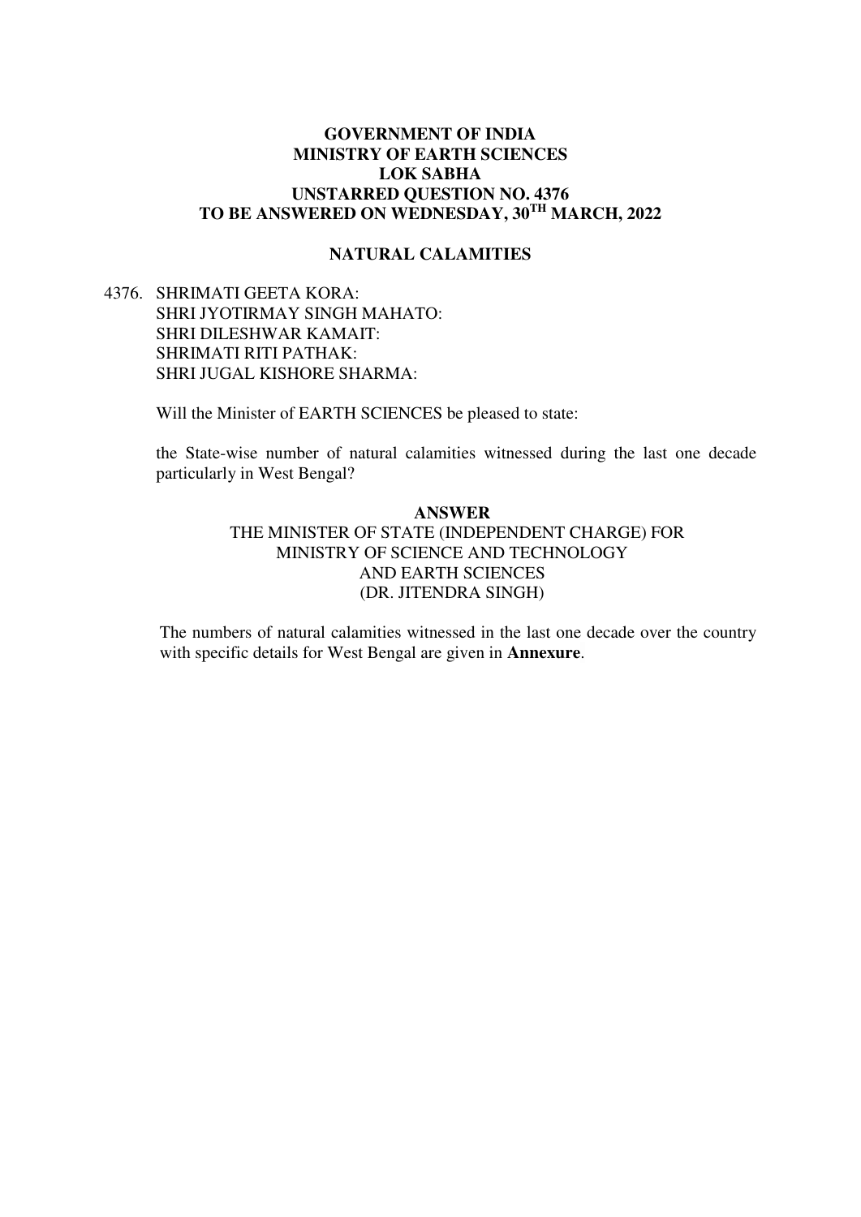**GOVERNMENT OF INDIA**
**MINISTRY OF EARTH SCIENCES**
**LOK SABHA**
**UNSTARRED QUESTION NO. 4376**
**TO BE ANSWERED ON WEDNESDAY, 30TH MARCH, 2022**

**NATURAL CALAMITIES**

4376. SHRIMATI GEETA KORA:
SHRI JYOTIRMAY SINGH MAHATO:
SHRI DILESHWAR KAMAIT:
SHRIMATI RITI PATHAK:
SHRI JUGAL KISHORE SHARMA:

Will the Minister of EARTH SCIENCES be pleased to state:

the State-wise number of natural calamities witnessed during the last one decade particularly in West Bengal?

**ANSWER**
THE MINISTER OF STATE (INDEPENDENT CHARGE) FOR
MINISTRY OF SCIENCE AND TECHNOLOGY
AND EARTH SCIENCES
(DR. JITENDRA SINGH)

The numbers of natural calamities witnessed in the last one decade over the country with specific details for West Bengal are given in **Annexure**.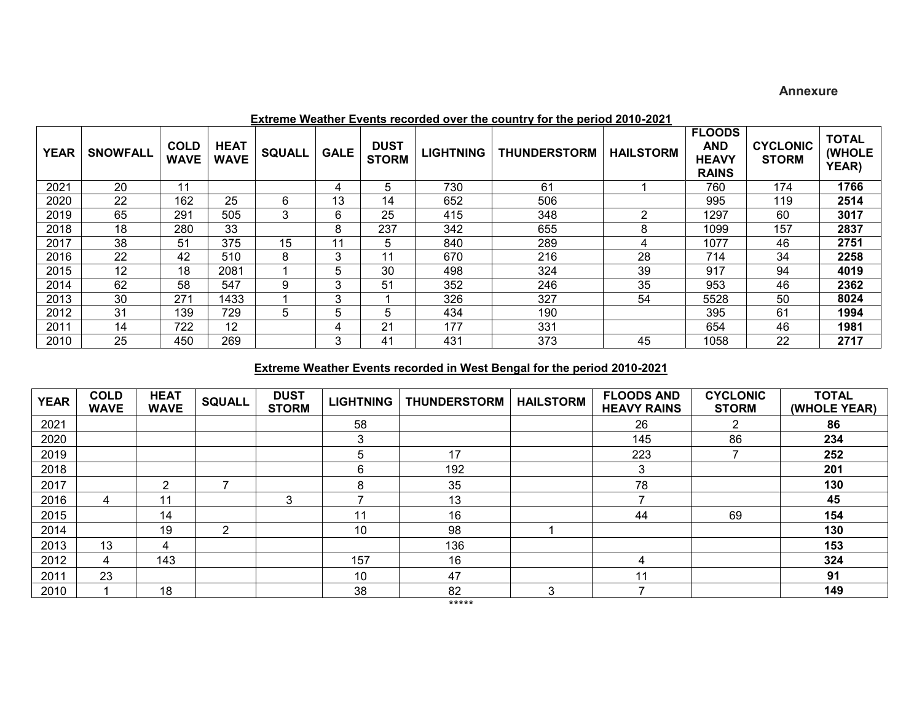**Annexure**

**Extreme Weather Events recorded over the country for the period 2010-2021**

| YEAR | SNOWFALL | COLD WAVE | HEAT WAVE | SQUALL | GALE | DUST STORM | LIGHTNING | THUNDERSTORM | HAILSTORM | FLOODS AND HEAVY RAINS | CYCLONIC STORM | TOTAL (WHOLE YEAR) |
|---|---|---|---|---|---|---|---|---|---|---|---|---|
| 2021 | 20 | 11 | | | 4 | 5 | 730 | 61 | 1 | 760 | 174 | **1766** |
| 2020 | 22 | 162 | 25 | 6 | 13 | 14 | 652 | 506 | | 995 | 119 | **2514** |
| 2019 | 65 | 291 | 505 | 3 | 6 | 25 | 415 | 348 | 2 | 1297 | 60 | **3017** |
| 2018 | 18 | 280 | 33 | | 8 | 237 | 342 | 655 | 8 | 1099 | 157 | **2837** |
| 2017 | 38 | 51 | 375 | 15 | 11 | 5 | 840 | 289 | 4 | 1077 | 46 | **2751** |
| 2016 | 22 | 42 | 510 | 8 | 3 | 11 | 670 | 216 | 28 | 714 | 34 | **2258** |
| 2015 | 12 | 18 | 2081 | 1 | 5 | 30 | 498 | 324 | 39 | 917 | 94 | **4019** |
| 2014 | 62 | 58 | 547 | 9 | 3 | 51 | 352 | 246 | 35 | 953 | 46 | **2362** |
| 2013 | 30 | 271 | 1433 | 1 | 3 | 1 | 326 | 327 | 54 | 5528 | 50 | **8024** |
| 2012 | 31 | 139 | 729 | 5 | 5 | 5 | 434 | 190 | | 395 | 61 | **1994** |
| 2011 | 14 | 722 | 12 | | 4 | 21 | 177 | 331 | | 654 | 46 | **1981** |
| 2010 | 25 | 450 | 269 | | 3 | 41 | 431 | 373 | 45 | 1058 | 22 | **2717** |

**Extreme Weather Events recorded in West Bengal for the period 2010-2021**

| YEAR | COLD WAVE | HEAT WAVE | SQUALL | DUST STORM | LIGHTNING | THUNDERSTORM | HAILSTORM | FLOODS AND HEAVY RAINS | CYCLONIC STORM | TOTAL (WHOLE YEAR) |
|---|---|---|---|---|---|---|---|---|---|---|
| 2021 | | | | | 58 | | | 26 | 2 | **86** |
| 2020 | | | | | 3 | | | 145 | 86 | **234** |
| 2019 | | | | | 5 | 17 | | 223 | 7 | **252** |
| 2018 | | | | | 6 | 192 | | 3 | | **201** |
| 2017 | | 2 | 7 | | 8 | 35 | | 78 | | **130** |
| 2016 | 4 | 11 | | 3 | 7 | 13 | | 7 | | **45** |
| 2015 | | 14 | | | 11 | 16 | | 44 | 69 | **154** |
| 2014 | | 19 | 2 | | 10 | 98 | 1 | | | **130** |
| 2013 | 13 | 4 | | | | 136 | | | | **153** |
| 2012 | 4 | 143 | | | 157 | 16 | | 4 | | **324** |
| 2011 | 23 | | | | 10 | 47 | | 11 | | **91** |
| 2010 | 1 | 18 | | | 38 | 82 | 3 | 7 | | **149** |

*****